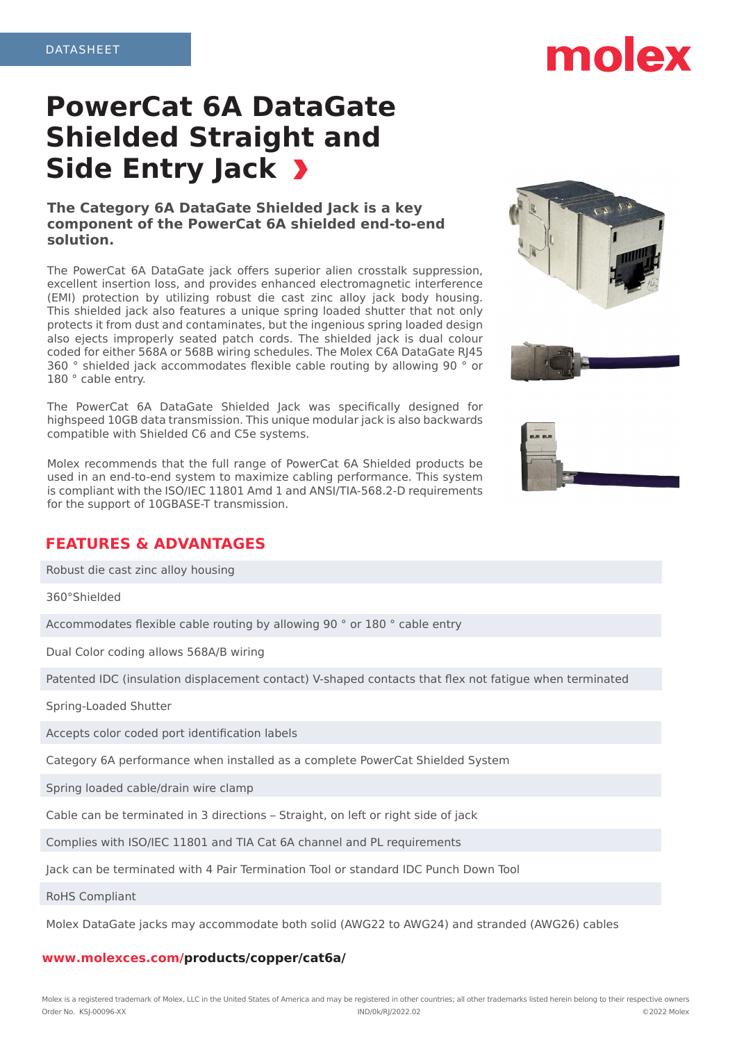DATASHEET

# PowerCat 6A DataGate Shielded Straight and Side Entry Jack

**The Category 6A DataGate Shielded Jack is a key component of the PowerCat 6A shielded end-to-end solution.**

The PowerCat 6A DataGate jack offers superior alien crosstalk suppression, excellent insertion loss, and provides enhanced electromagnetic interference (EMI) protection by utilizing robust die cast zinc alloy jack body housing. This shielded jack also features a unique spring loaded shutter that not only protects it from dust and contaminates, but the ingenious spring loaded design also ejects improperly seated patch cords. The shielded jack is dual colour coded for either 568A or 568B wiring schedules. The Molex C6A DataGate RJ45 360 ° shielded jack accommodates flexible cable routing by allowing 90 ° or 180 ° cable entry.

The PowerCat 6A DataGate Shielded Jack was specifically designed for highspeed 10GB data transmission. This unique modular jack is also backwards compatible with Shielded C6 and C5e systems.

Molex recommends that the full range of PowerCat 6A Shielded products be used in an end-to-end system to maximize cabling performance. This system is compliant with the ISO/IEC 11801 Amd 1 and ANSI/TIA-568.2-D requirements for the support of 10GBASE-T transmission.

## FEATURES & ADVANTAGES

- Robust die cast zinc alloy housing
- 360°Shielded
- Accommodates flexible cable routing by allowing 90 ° or 180 ° cable entry
- Dual Color coding allows 568A/B wiring
- Patented IDC (insulation displacement contact) V-shaped contacts that flex not fatigue when terminated
- Spring-Loaded Shutter
- Accepts color coded port identification labels
- Category 6A performance when installed as a complete PowerCat Shielded System
- Spring loaded cable/drain wire clamp
- Cable can be terminated in 3 directions – Straight, on left or right side of jack
- Complies with ISO/IEC 11801 and TIA Cat 6A channel and PL requirements
- Jack can be terminated with 4 Pair Termination Tool or standard IDC Punch Down Tool
- RoHS Compliant
- Molex DataGate jacks may accommodate both solid (AWG22 to AWG24) and stranded (AWG26) cables

**www.molexces.com/products/copper/cat6a/**

Molex is a registered trademark of Molex, LLC in the United States of America and may be registered in other countries; all other trademarks listed herein belong to their respective owners

Order No. KSJ-00096-XX IND/0k/RJ/2022.02 ©2022 Molex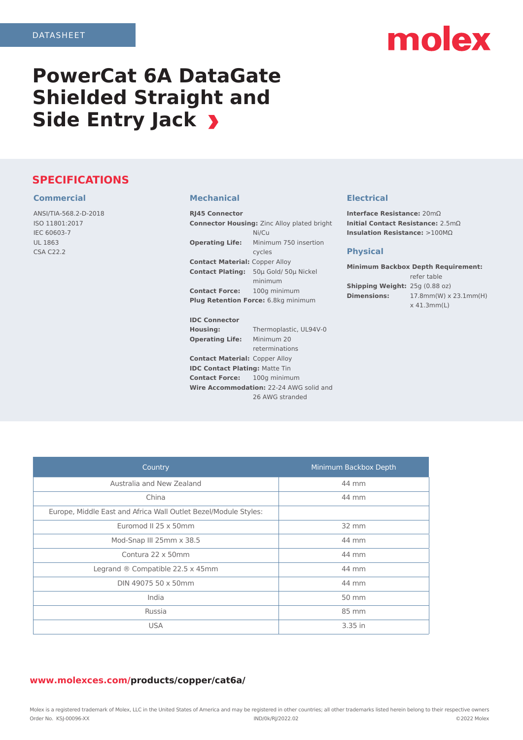DATASHEET

# PowerCat 6A DataGate Shielded Straight and Side Entry Jack

## SPECIFICATIONS

### Commercial

ANSI/TIA-568.2-D-2018
ISO 11801:2017
IEC 60603-7
UL 1863
CSA C22.2

### Mechanical

**RJ45 Connector**
**Connector Housing:** Zinc Alloy plated bright Ni/Cu
**Operating Life:** Minimum 750 insertion cycles
**Contact Material:** Copper Alloy
**Contact Plating:** 50µ Gold/ 50µ Nickel minimum
**Contact Force:** 100g minimum
**Plug Retention Force:** 6.8kg minimum

**IDC Connector**
**Housing:** Thermoplastic, UL94V-0
**Operating Life:** Minimum 20 reterminations
**Contact Material:** Copper Alloy
**IDC Contact Plating:** Matte Tin
**Contact Force:** 100g minimum
**Wire Accommodation:** 22-24 AWG solid and 26 AWG stranded

### Electrical

**Interface Resistance:** 20mΩ
**Initial Contact Resistance:** 2.5mΩ
**Insulation Resistance:** >100MΩ

### Physical

**Minimum Backbox Depth Requirement:** refer table
**Shipping Weight:** 25g (0.88 oz)
**Dimensions:** 17.8mm(W) x 23.1mm(H) x 41.3mm(L)

| Country | Minimum Backbox Depth |
|---|---|
| Australia and New Zealand | 44 mm |
| China | 44 mm |
| Europe, Middle East and Africa Wall Outlet Bezel/Module Styles: | |
| Euromod II 25 x 50mm | 32 mm |
| Mod-Snap III 25mm x 38.5 | 44 mm |
| Contura 22 x 50mm | 44 mm |
| Legrand ® Compatible 22.5 x 45mm | 44 mm |
| DIN 49075 50 x 50mm | 44 mm |
| India | 50 mm |
| Russia | 85 mm |
| USA | 3.35 in |

**www.molexces.com/products/copper/cat6a/**

Molex is a registered trademark of Molex, LLC in the United States of America and may be registered in other countries; all other trademarks listed herein belong to their respective owners
Order No. KSJ-00096-XX IND/0k/RJ/2022.02 ©2022 Molex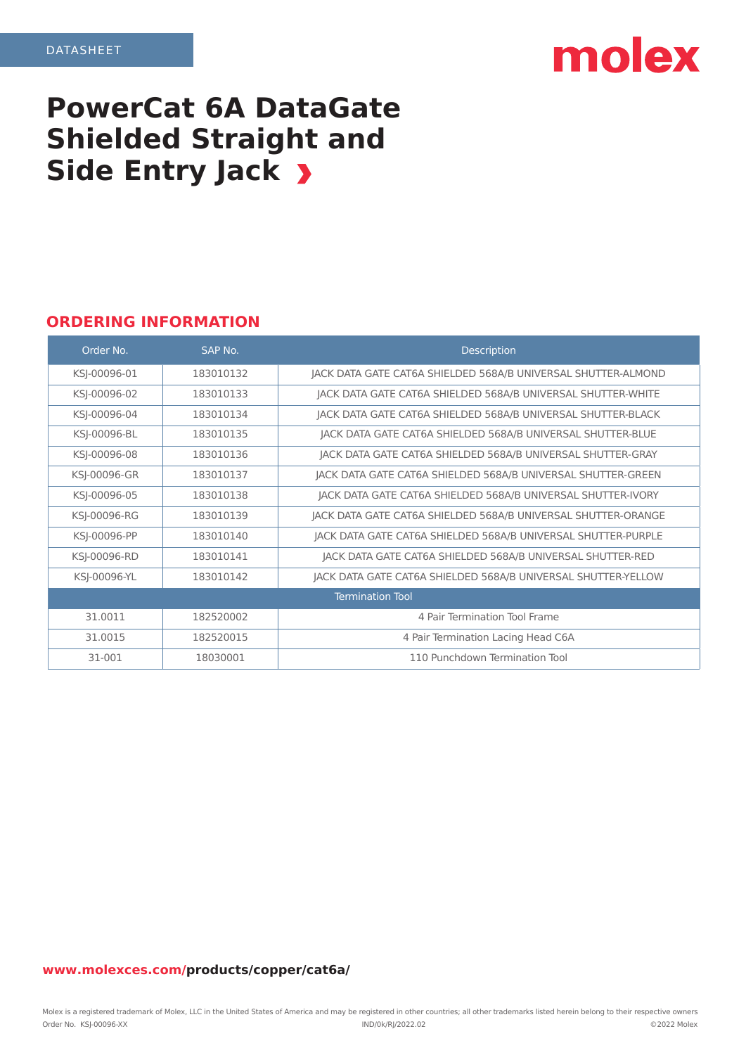DATASHEET

# PowerCat 6A DataGate Shielded Straight and Side Entry Jack

## ORDERING INFORMATION

| Order No. | SAP No. | Description |
|---|---|---|
| KSJ-00096-01 | 183010132 | JACK DATA GATE CAT6A SHIELDED 568A/B UNIVERSAL SHUTTER-ALMOND |
| KSJ-00096-02 | 183010133 | JACK DATA GATE CAT6A SHIELDED 568A/B UNIVERSAL SHUTTER-WHITE |
| KSJ-00096-04 | 183010134 | JACK DATA GATE CAT6A SHIELDED 568A/B UNIVERSAL SHUTTER-BLACK |
| KSJ-00096-BL | 183010135 | JACK DATA GATE CAT6A SHIELDED 568A/B UNIVERSAL SHUTTER-BLUE |
| KSJ-00096-08 | 183010136 | JACK DATA GATE CAT6A SHIELDED 568A/B UNIVERSAL SHUTTER-GRAY |
| KSJ-00096-GR | 183010137 | JACK DATA GATE CAT6A SHIELDED 568A/B UNIVERSAL SHUTTER-GREEN |
| KSJ-00096-05 | 183010138 | JACK DATA GATE CAT6A SHIELDED 568A/B UNIVERSAL SHUTTER-IVORY |
| KSJ-00096-RG | 183010139 | JACK DATA GATE CAT6A SHIELDED 568A/B UNIVERSAL SHUTTER-ORANGE |
| KSJ-00096-PP | 183010140 | JACK DATA GATE CAT6A SHIELDED 568A/B UNIVERSAL SHUTTER-PURPLE |
| KSJ-00096-RD | 183010141 | JACK DATA GATE CAT6A SHIELDED 568A/B UNIVERSAL SHUTTER-RED |
| KSJ-00096-YL | 183010142 | JACK DATA GATE CAT6A SHIELDED 568A/B UNIVERSAL SHUTTER-YELLOW |
| Termination Tool | | |
| 31.0011 | 182520002 | 4 Pair Termination Tool Frame |
| 31.0015 | 182520015 | 4 Pair Termination Lacing Head C6A |
| 31-001 | 18030001 | 110 Punchdown Termination Tool |

**www.molexces.com/products/copper/cat6a/**

Molex is a registered trademark of Molex, LLC in the United States of America and may be registered in other countries; all other trademarks listed herein belong to their respective owners

Order No. KSJ-00096-XX IND/0k/RJ/2022.02 ©2022 Molex